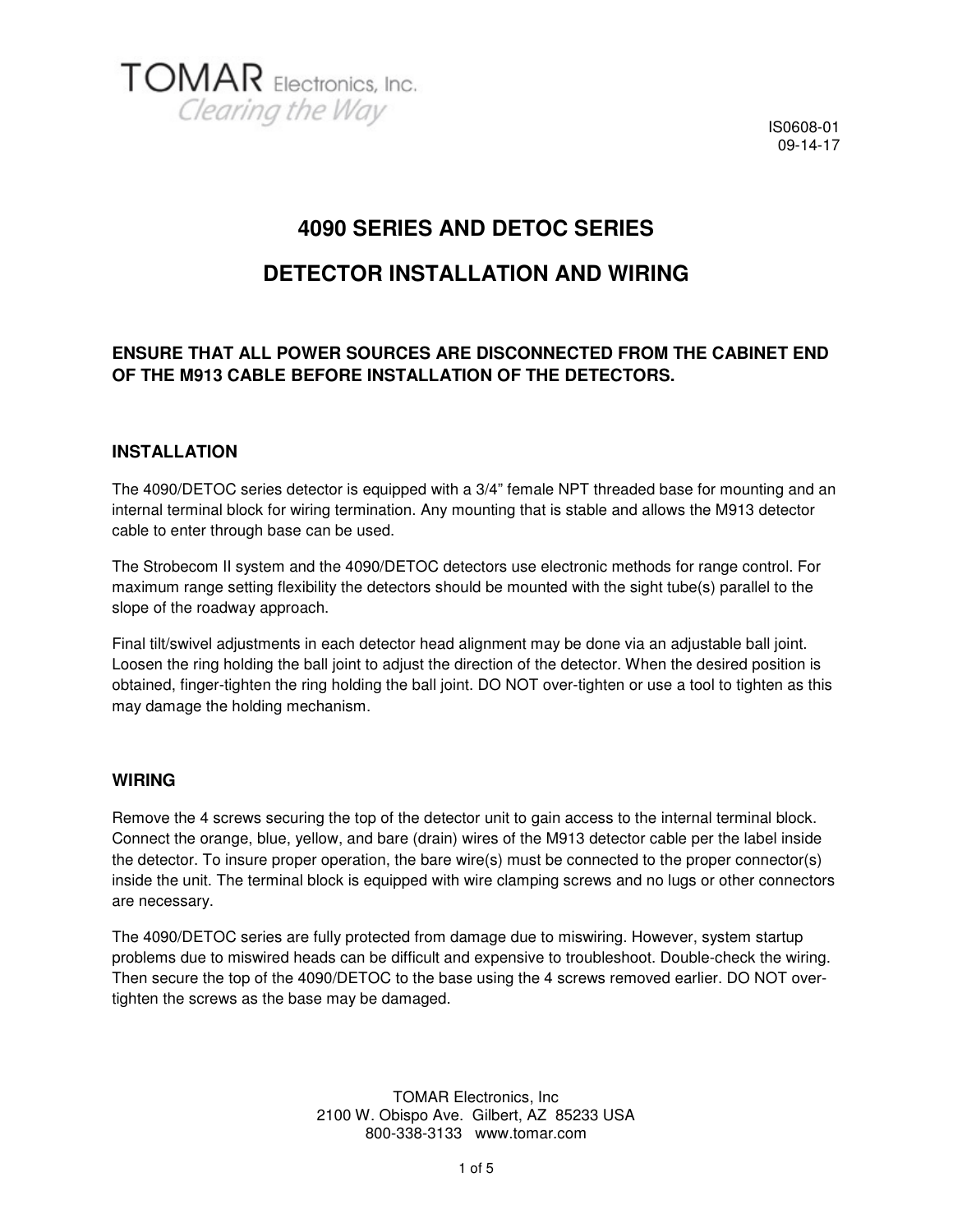TOMAR Electronics, Inc.
*Clearing the Way*

IS0608-01
09-14-17

# 4090 SERIES AND DETOC SERIES

# DETECTOR INSTALLATION AND WIRING

**ENSURE THAT ALL POWER SOURCES ARE DISCONNECTED FROM THE CABINET END OF THE M913 CABLE BEFORE INSTALLATION OF THE DETECTORS.**

## INSTALLATION

The 4090/DETOC series detector is equipped with a 3/4" female NPT threaded base for mounting and an internal terminal block for wiring termination. Any mounting that is stable and allows the M913 detector cable to enter through base can be used.

The Strobecom II system and the 4090/DETOC detectors use electronic methods for range control. For maximum range setting flexibility the detectors should be mounted with the sight tube(s) parallel to the slope of the roadway approach.

Final tilt/swivel adjustments in each detector head alignment may be done via an adjustable ball joint. Loosen the ring holding the ball joint to adjust the direction of the detector. When the desired position is obtained, finger-tighten the ring holding the ball joint. DO NOT over-tighten or use a tool to tighten as this may damage the holding mechanism.

## WIRING

Remove the 4 screws securing the top of the detector unit to gain access to the internal terminal block. Connect the orange, blue, yellow, and bare (drain) wires of the M913 detector cable per the label inside the detector. To insure proper operation, the bare wire(s) must be connected to the proper connector(s) inside the unit. The terminal block is equipped with wire clamping screws and no lugs or other connectors are necessary.

The 4090/DETOC series are fully protected from damage due to miswiring. However, system startup problems due to miswired heads can be difficult and expensive to troubleshoot. Double-check the wiring. Then secure the top of the 4090/DETOC to the base using the 4 screws removed earlier. DO NOT over-tighten the screws as the base may be damaged.

TOMAR Electronics, Inc
2100 W. Obispo Ave. Gilbert, AZ 85233 USA
800-338-3133 www.tomar.com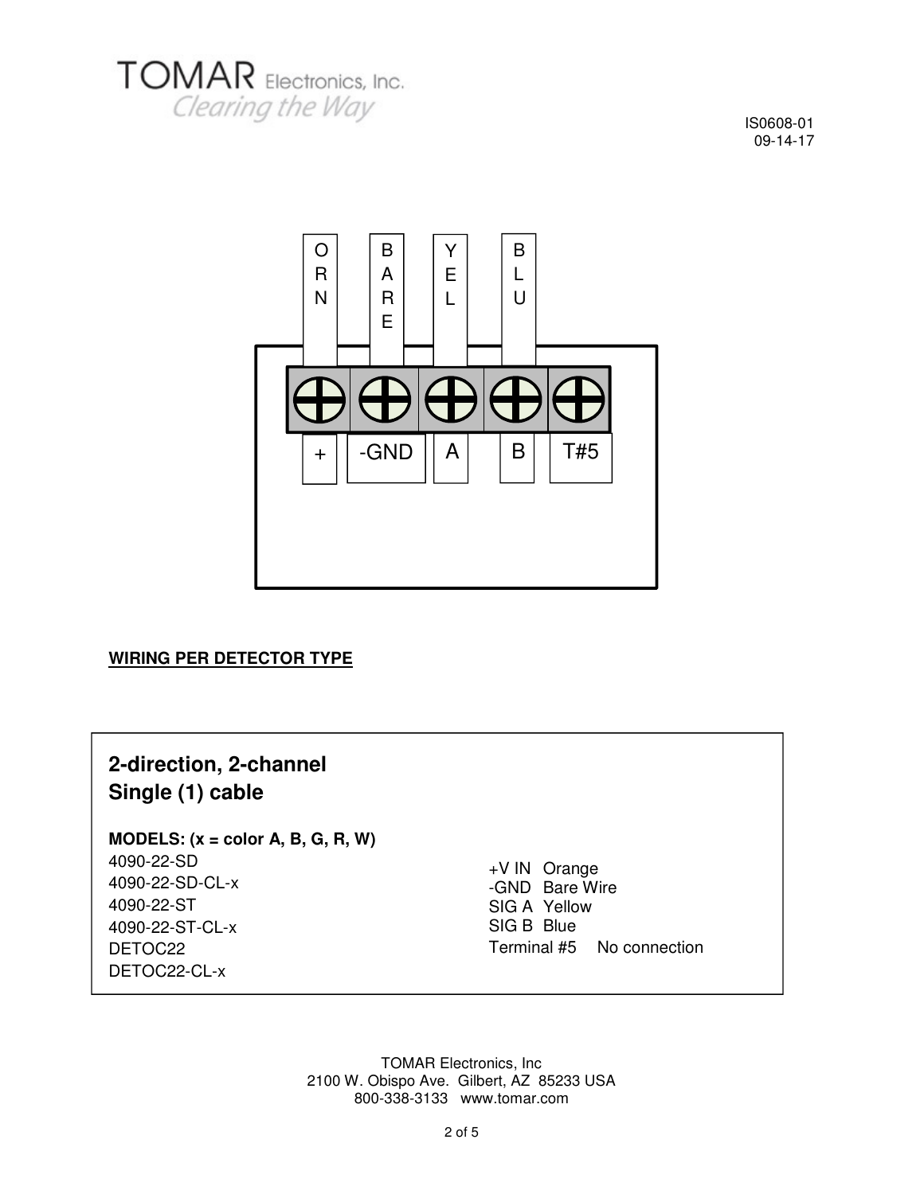IS0608-01
09-14-17

| ORN | BARE | YEL | BLU | |
|---|---|---|---|---|
| + | -GND | A | B | T#5 |

**WIRING PER DETECTOR TYPE**

## 2-direction, 2-channel
## Single (1) cable

**MODELS: (x = color A, B, G, R, W)**

4090-22-SD
4090-22-SD-CL-x
4090-22-ST
4090-22-ST-CL-x
DETOC22
DETOC22-CL-x

| | |
|---|---|
| +V IN | Orange |
| -GND | Bare Wire |
| SIG A | Yellow |
| SIG B | Blue |
| Terminal #5 | No connection |

TOMAR Electronics, Inc
2100 W. Obispo Ave. Gilbert, AZ 85233 USA
800-338-3133 www.tomar.com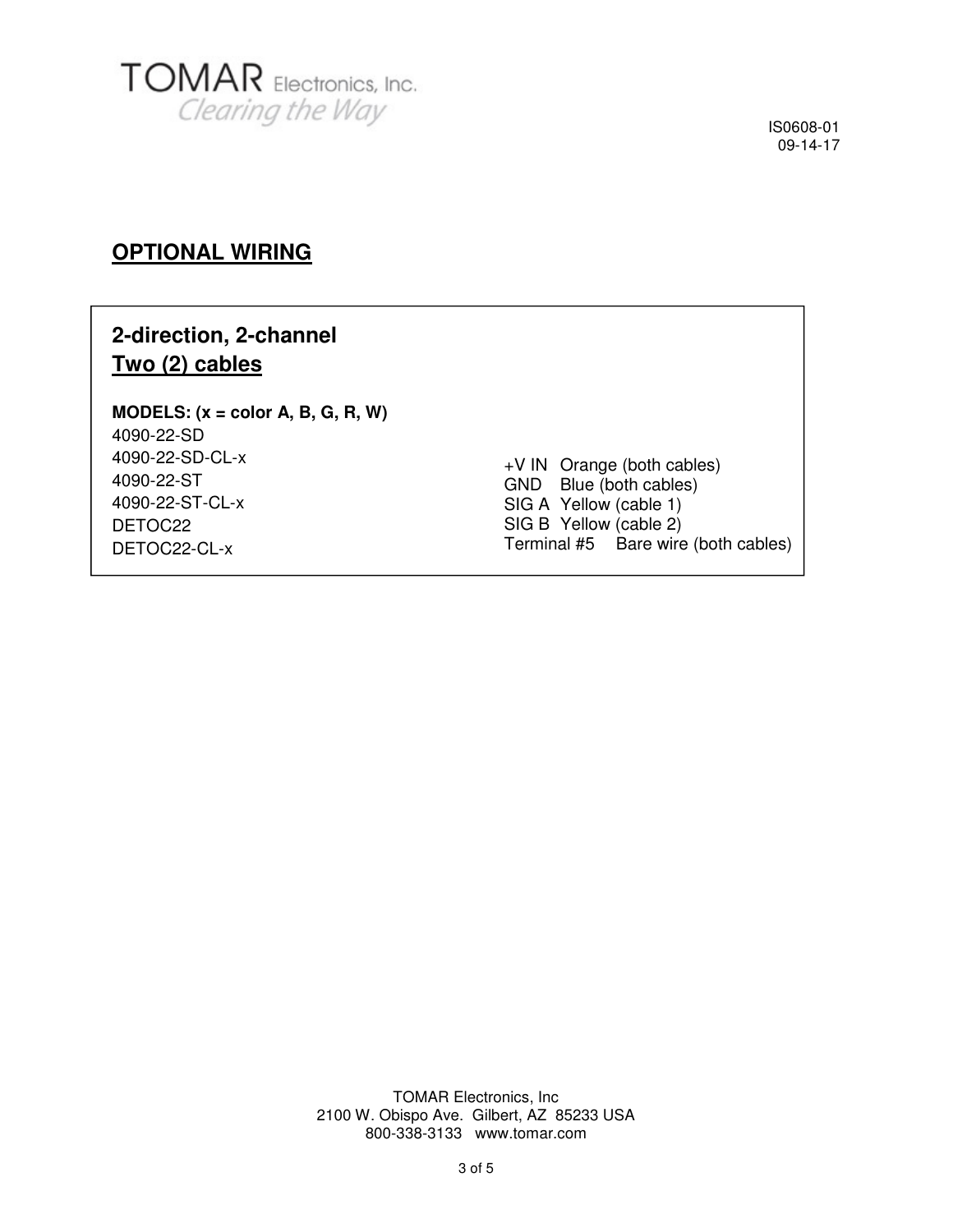IS0608-01
09-14-17

## OPTIONAL WIRING

### 2-direction, 2-channel
### <u>Two (2) cables</u>

**MODELS: (x = color A, B, G, R, W)**

4090-22-SD
4090-22-SD-CL-x
4090-22-ST
4090-22-ST-CL-x
DETOC22
DETOC22-CL-x

| | |
|---|---|
| +V IN | Orange (both cables) |
| GND | Blue (both cables) |
| SIG A | Yellow (cable 1) |
| SIG B | Yellow (cable 2) |
| Terminal #5 | Bare wire (both cables) |

TOMAR Electronics, Inc
2100 W. Obispo Ave. Gilbert, AZ 85233 USA
800-338-3133 www.tomar.com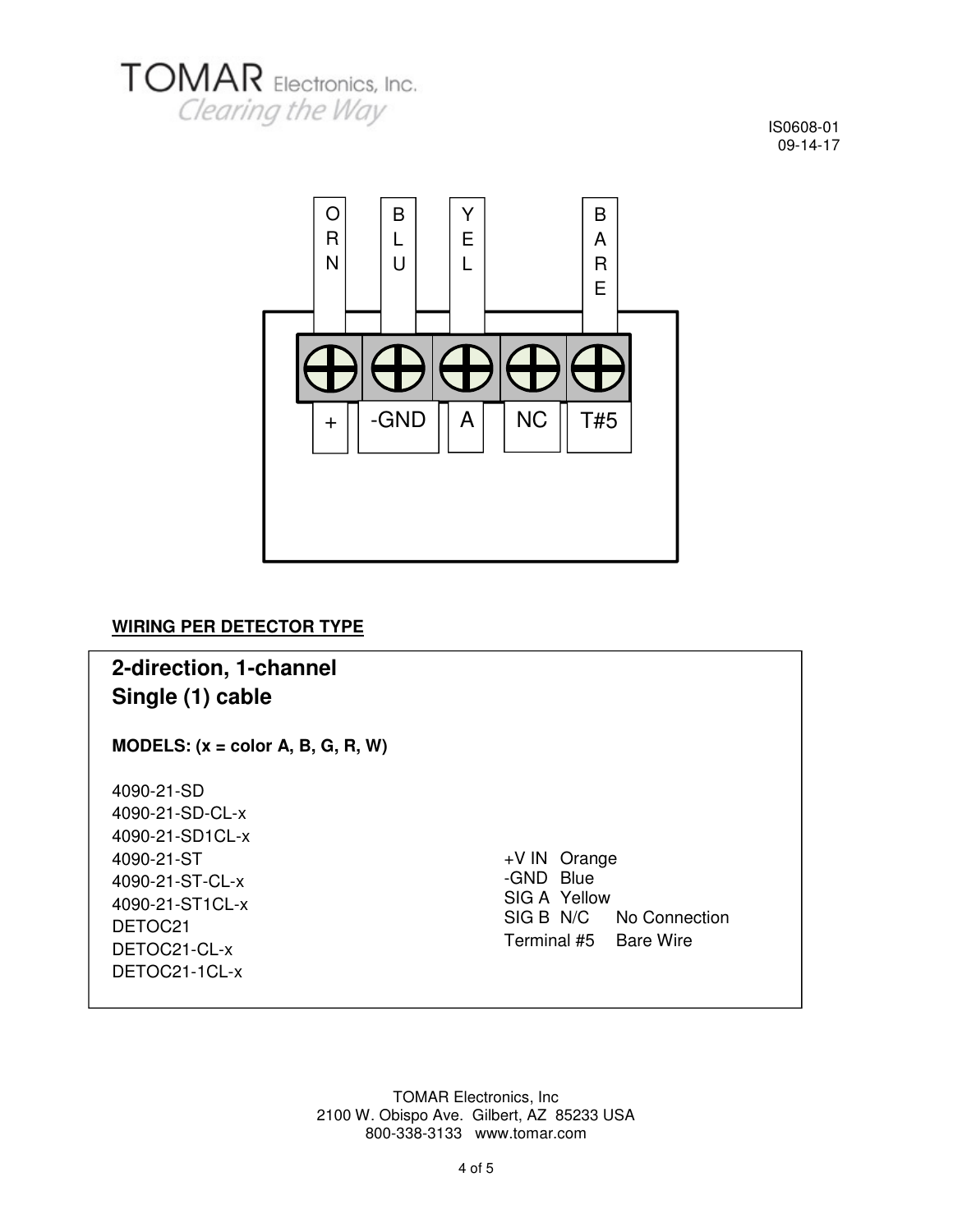TOMAR Electronics, Inc.
Clearing the Way

IS0608-01
09-14-17

| ORN | BLU | YEL | | BARE |
|---|---|---|---|---|
| + | -GND | A | NC | T#5 |

**WIRING PER DETECTOR TYPE**

## 2-direction, 1-channel
## Single (1) cable

**MODELS: (x = color A, B, G, R, W)**

4090-21-SD
4090-21-SD-CL-x
4090-21-SD1CL-x
4090-21-ST
4090-21-ST-CL-x
4090-21-ST1CL-x
DETOC21
DETOC21-CL-x
DETOC21-1CL-x

| | | |
|---|---|---|
| +V IN | Orange | |
| -GND | Blue | |
| SIG A | Yellow | |
| SIG B | N/C | No Connection |
| Terminal #5 | | Bare Wire |

TOMAR Electronics, Inc
2100 W. Obispo Ave. Gilbert, AZ 85233 USA
800-338-3133 www.tomar.com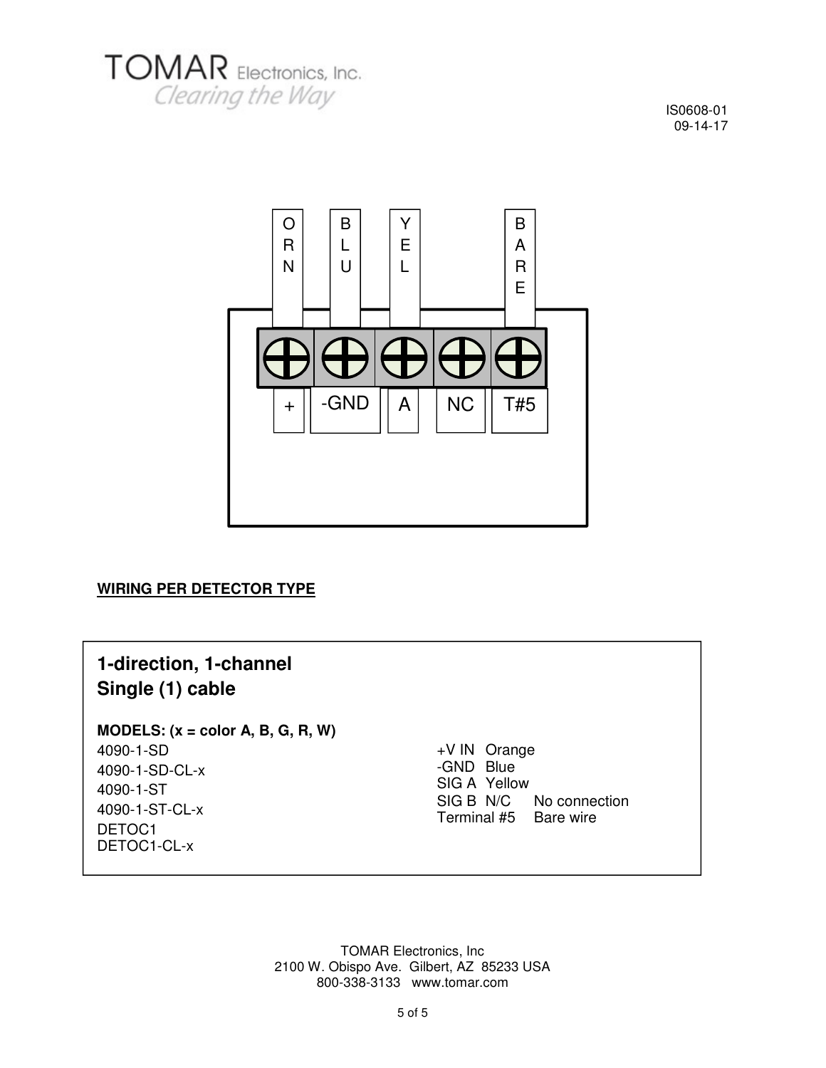IS0608-01
09-14-17

ORN BLU YEL BARE

\+ -GND A NC T#5

**WIRING PER DETECTOR TYPE**

### 1-direction, 1-channel
### Single (1) cable

**MODELS: (x = color A, B, G, R, W)**

4090-1-SD
4090-1-SD-CL-x
4090-1-ST
4090-1-ST-CL-x
DETOC1
DETOC1-CL-x

| | | |
|---|---|---|
| +V IN | Orange | |
| -GND | Blue | |
| SIG A | Yellow | |
| SIG B | N/C | No connection |
| Terminal #5 | | Bare wire |

TOMAR Electronics, Inc
2100 W. Obispo Ave. Gilbert, AZ 85233 USA
800-338-3133 www.tomar.com